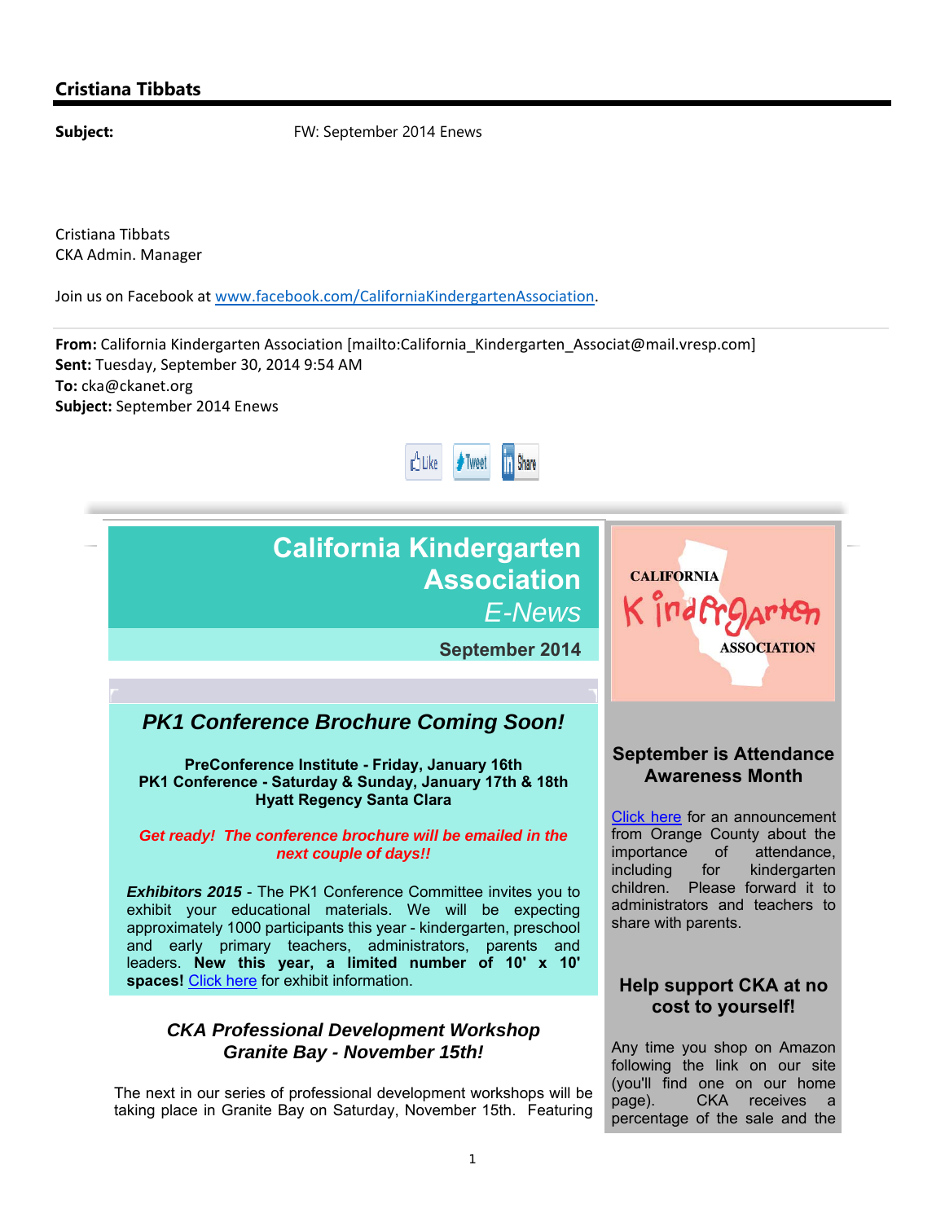## Cristiana Tibbats

**Subject:** FW: September 2014 Enews

Cristiana Tibbats
CKA Admin. Manager

Join us on Facebook at [www.facebook.com/CaliforniaKindergartenAssociation](http://www.facebook.com/CaliforniaKindergartenAssociation).

**From:** California Kindergarten Association [mailto:California_Kindergarten_Associat@mail.vresp.com]
**Sent:** Tuesday, September 30, 2014 9:54 AM
**To:** cka@ckanet.org
**Subject:** September 2014 Enews

Like Tweet Share

# California Kindergarten Association
*E-News*

**September 2014**

CALIFORNIA Kindergarten ASSOCIATION

## *PK1 Conference Brochure Coming Soon!*

**PreConference Institute - Friday, January 16th**
**PK1 Conference - Saturday & Sunday, January 17th & 18th**
**Hyatt Regency Santa Clara**

***Get ready! The conference brochure will be emailed in the next couple of days!!***

***Exhibitors 2015*** - The PK1 Conference Committee invites you to exhibit your educational materials. We will be expecting approximately 1000 participants this year - kindergarten, preschool and early primary teachers, administrators, parents and leaders. **New this year, a limited number of 10' x 10' spaces!** Click here for exhibit information.

### *CKA Professional Development Workshop Granite Bay - November 15th!*

The next in our series of professional development workshops will be taking place in Granite Bay on Saturday, November 15th. Featuring

### September is Attendance Awareness Month

Click here for an announcement from Orange County about the importance of attendance, including for kindergarten children. Please forward it to administrators and teachers to share with parents.

### Help support CKA at no cost to yourself!

Any time you shop on Amazon following the link on our site (you'll find one on our home page). CKA receives a percentage of the sale and the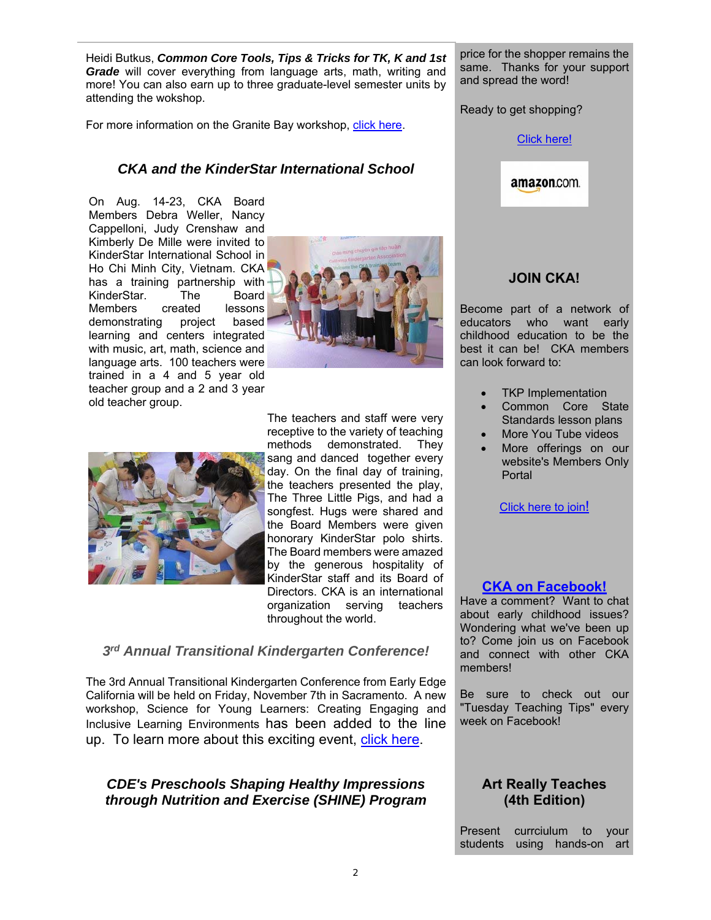Heidi Butkus, ***Common Core Tools, Tips & Tricks for TK, K and 1st Grade*** will cover everything from language arts, math, writing and more! You can also earn up to three graduate-level semester units by attending the wokshop.

For more information on the Granite Bay workshop, click here.

### *CKA and the KinderStar International School*

On Aug. 14-23, CKA Board Members Debra Weller, Nancy Cappelloni, Judy Crenshaw and Kimberly De Mille were invited to KinderStar International School in Ho Chi Minh City, Vietnam. CKA has a training partnership with KinderStar. The Board Members created lessons demonstrating project based learning and centers integrated with music, art, math, science and language arts. 100 teachers were trained in a 4 and 5 year old teacher group and a 2 and 3 year old teacher group.

The teachers and staff were very receptive to the variety of teaching methods demonstrated. They sang and danced together every day. On the final day of training, the teachers presented the play, The Three Little Pigs, and had a songfest. Hugs were shared and the Board Members were given honorary KinderStar polo shirts. The Board members were amazed by the generous hospitality of KinderStar staff and its Board of Directors. CKA is an international organization serving teachers throughout the world.

### *3rd Annual Transitional Kindergarten Conference!*

The 3rd Annual Transitional Kindergarten Conference from Early Edge California will be held on Friday, November 7th in Sacramento. A new workshop, Science for Young Learners: Creating Engaging and Inclusive Learning Environments has been added to the line up. To learn more about this exciting event, click here.

### *CDE's Preschools Shaping Healthy Impressions through Nutrition and Exercise (SHINE) Program*

price for the shopper remains the same. Thanks for your support and spread the word!

Ready to get shopping?

Click here!

amazon.com

### JOIN CKA!

Become part of a network of educators who want early childhood education to be the best it can be! CKA members can look forward to:

- TKP Implementation
- Common Core State Standards lesson plans
- More You Tube videos
- More offerings on our website's Members Only Portal

Click here to join!

### CKA on Facebook!

Have a comment? Want to chat about early childhood issues? Wondering what we've been up to? Come join us on Facebook and connect with other CKA members!

Be sure to check out our "Tuesday Teaching Tips" every week on Facebook!

### Art Really Teaches (4th Edition)

Present currciulum to your students using hands-on art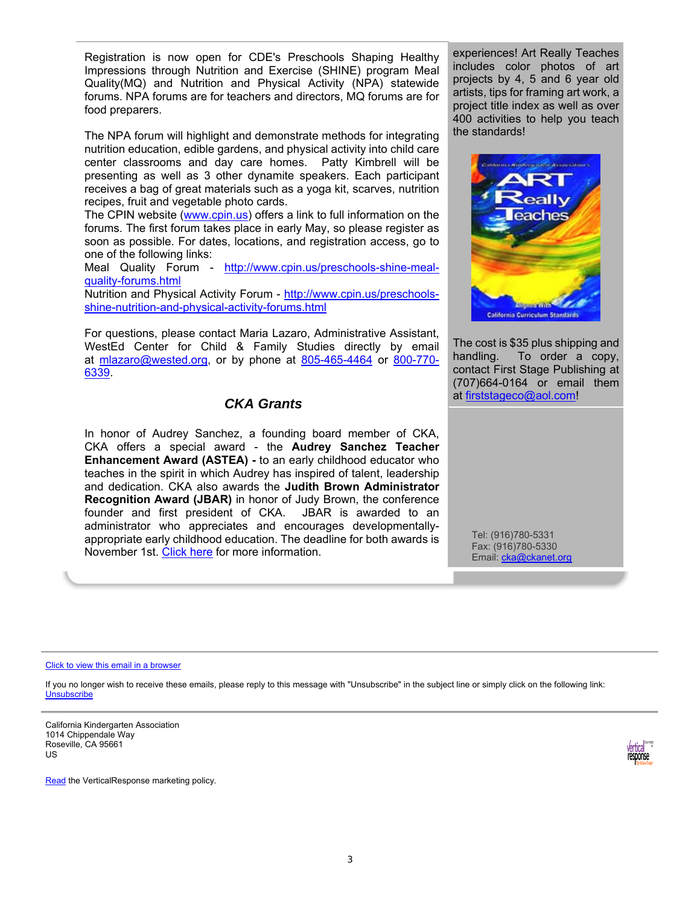Registration is now open for CDE's Preschools Shaping Healthy Impressions through Nutrition and Exercise (SHINE) program Meal Quality(MQ) and Nutrition and Physical Activity (NPA) statewide forums. NPA forums are for teachers and directors, MQ forums are for food preparers.

The NPA forum will highlight and demonstrate methods for integrating nutrition education, edible gardens, and physical activity into child care center classrooms and day care homes. Patty Kimbrell will be presenting as well as 3 other dynamite speakers. Each participant receives a bag of great materials such as a yoga kit, scarves, nutrition recipes, fruit and vegetable photo cards.
The CPIN website (www.cpin.us) offers a link to full information on the forums. The first forum takes place in early May, so please register as soon as possible. For dates, locations, and registration access, go to one of the following links:
Meal Quality Forum - http://www.cpin.us/preschools-shine-meal-quality-forums.html
Nutrition and Physical Activity Forum - http://www.cpin.us/preschools-shine-nutrition-and-physical-activity-forums.html

For questions, please contact Maria Lazaro, Administrative Assistant, WestEd Center for Child & Family Studies directly by email at mlazaro@wested.org, or by phone at 805-465-4464 or 800-770-6339.

### *CKA Grants*

In honor of Audrey Sanchez, a founding board member of CKA, CKA offers a special award - the **Audrey Sanchez Teacher Enhancement Award (ASTEA) -** to an early childhood educator who teaches in the spirit in which Audrey has inspired of talent, leadership and dedication. CKA also awards the **Judith Brown Administrator Recognition Award (JBAR)** in honor of Judy Brown, the conference founder and first president of CKA. JBAR is awarded to an administrator who appreciates and encourages developmentally-appropriate early childhood education. The deadline for both awards is November 1st. Click here for more information.

experiences! Art Really Teaches includes color photos of art projects by 4, 5 and 6 year old artists, tips for framing art work, a project title index as well as over 400 activities to help you teach the standards!

The cost is $35 plus shipping and handling. To order a copy, contact First Stage Publishing at (707)664-0164 or email them at firststageco@aol.com!

Tel: (916)780-5331
Fax: (916)780-5330
Email: cka@ckanet.org

Click to view this email in a browser

If you no longer wish to receive these emails, please reply to this message with "Unsubscribe" in the subject line or simply click on the following link: Unsubscribe

California Kindergarten Association
1014 Chippendale Way
Roseville, CA 95661
US

Read the VerticalResponse marketing policy.